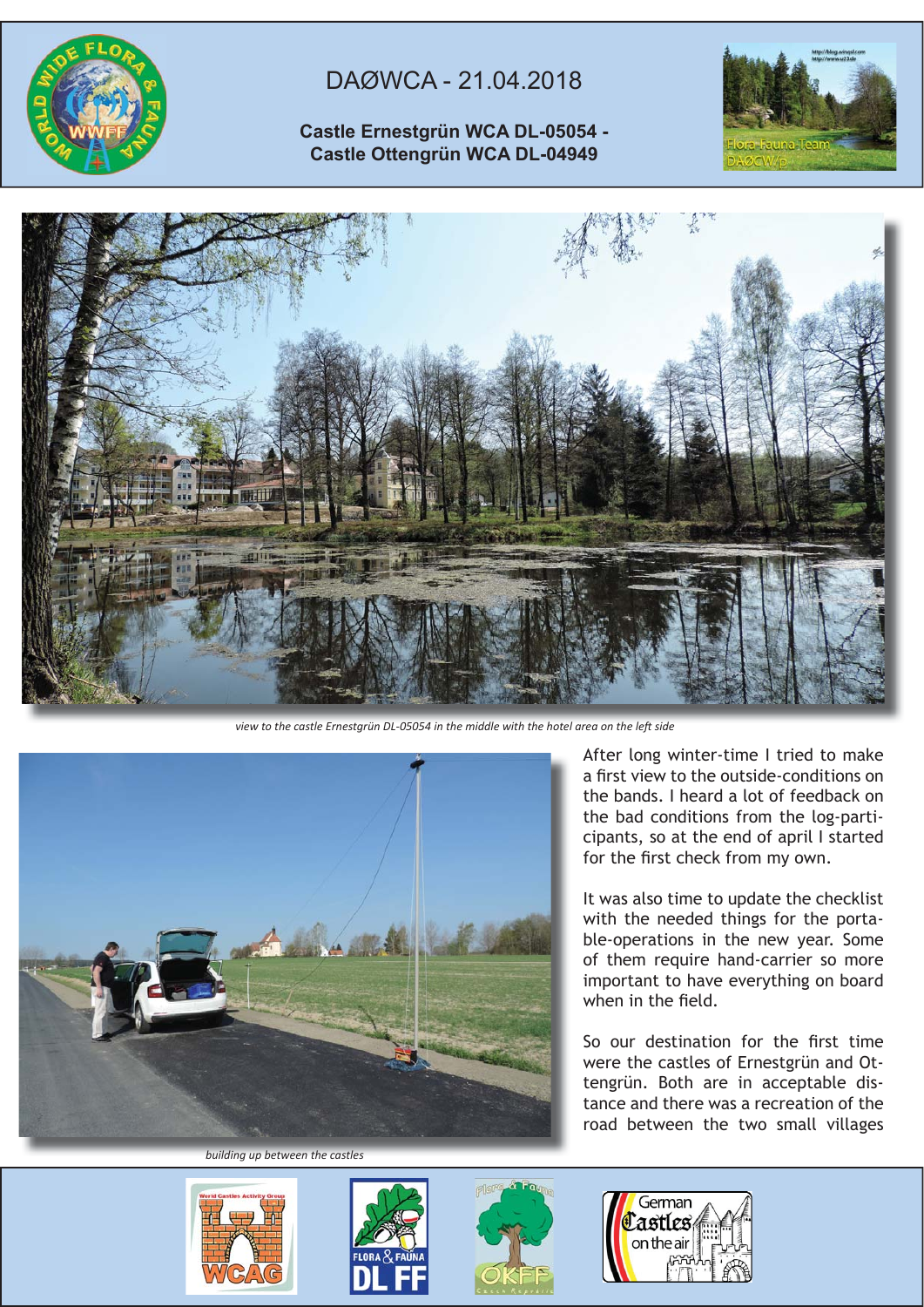# DAØWCA - 21.04.2018

**Castle Ernestgrün WCA DL-05054 - Castle Ottengrün WCA DL-04949**

*view to the castle Ernestgrün DL-05054 in the middle with the hotel area on the left side*

*building up between the castles*

After long winter-time I tried to make a first view to the outside-conditions on the bands. I heard a lot of feedback on the bad conditions from the log-participants, so at the end of april I started for the first check from my own.

It was also time to update the checklist with the needed things for the portable-operations in the new year. Some of them require hand-carrier so more important to have everything on board when in the field.

So our destination for the first time were the castles of Ernestgrün and Ottengrün. Both are in acceptable distance and there was a recreation of the road between the two small villages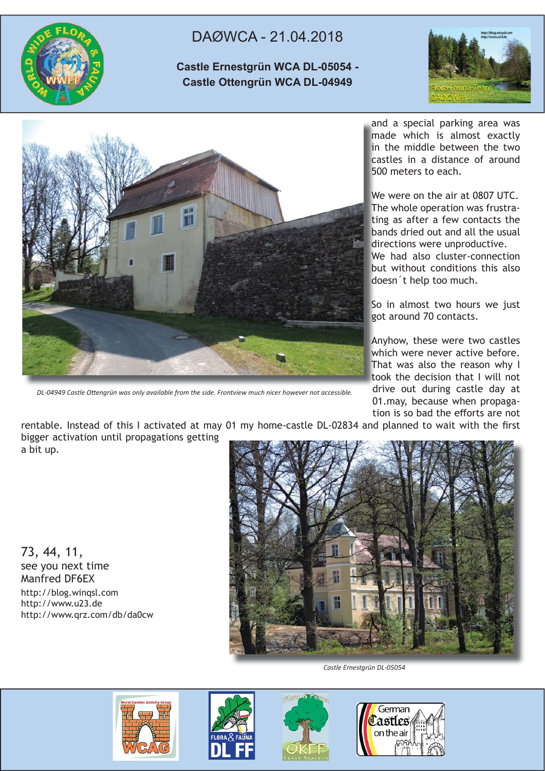# DAØWCA - 21.04.2018

**Castle Ernestgrün WCA DL-05054 -**
**Castle Ottengrün WCA DL-04949**

*DL-04949 Castle Ottengrün was only available from the side. Frontview much nicer however not accessible.*

and a special parking area was made which is almost exactly in the middle between the two castles in a distance of around 500 meters to each.

We were on the air at 0807 UTC. The whole operation was frustrating as after a few contacts the bands dried out and all the usual directions were unproductive. We had also cluster-connection but without conditions this also doesn´t help too much.

So in almost two hours we just got around 70 contacts.

Anyhow, these were two castles which were never active before. That was also the reason why I took the decision that I will not drive out during castle day at 01.may, because when propagation is so bad the efforts are not rentable. Instead of this I activated at may 01 my home-castle DL-02834 and planned to wait with the first bigger activation until propagations getting a bit up.

73, 44, 11,
see you next time
Manfred DF6EX
http://blog.winqsl.com
http://www.u23.de
http://www.qrz.com/db/da0cw

*Castle Ernestgrün DL-05054*